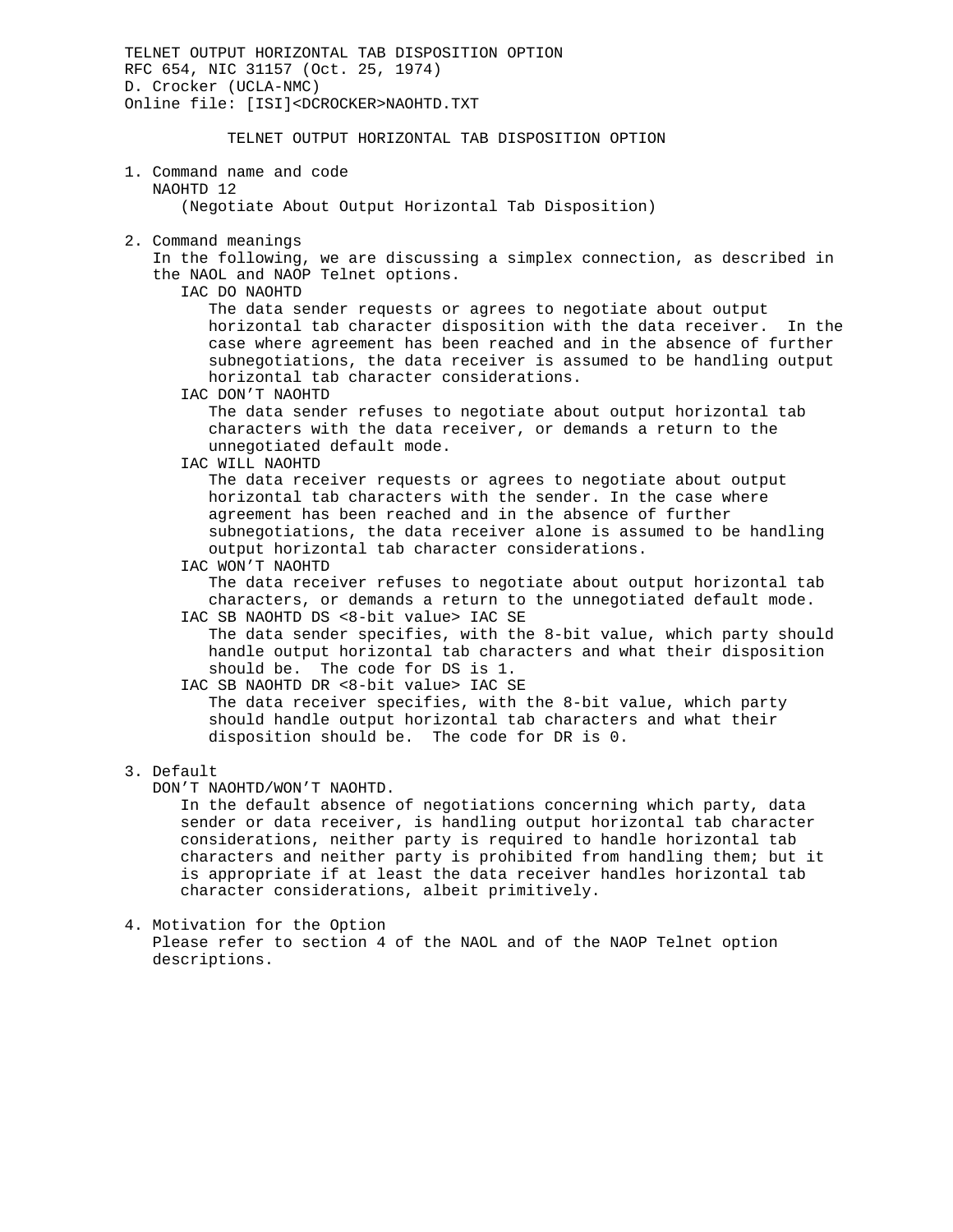TELNET OUTPUT HORIZONTAL TAB DISPOSITION OPTION
RFC 654, NIC 31157 (Oct. 25, 1974)
D. Crocker (UCLA-NMC)
Online file: [ISI]<DCROCKER>NAOHTD.TXT

# TELNET OUTPUT HORIZONTAL TAB DISPOSITION OPTION

1. Command name and code

   NAOHTD 12

   (Negotiate About Output Horizontal Tab Disposition)

2. Command meanings

   In the following, we are discussing a simplex connection, as described in the NAOL and NAOP Telnet options.

   IAC DO NAOHTD

   The data sender requests or agrees to negotiate about output horizontal tab character disposition with the data receiver. In the case where agreement has been reached and in the absence of further subnegotiations, the data receiver is assumed to be handling output horizontal tab character considerations.

   IAC DON'T NAOHTD

   The data sender refuses to negotiate about output horizontal tab characters with the data receiver, or demands a return to the unnegotiated default mode.

   IAC WILL NAOHTD

   The data receiver requests or agrees to negotiate about output horizontal tab characters with the sender. In the case where agreement has been reached and in the absence of further subnegotiations, the data receiver alone is assumed to be handling output horizontal tab character considerations.

   IAC WON'T NAOHTD

   The data receiver refuses to negotiate about output horizontal tab characters, or demands a return to the unnegotiated default mode.

   IAC SB NAOHTD DS <8-bit value> IAC SE

   The data sender specifies, with the 8-bit value, which party should handle output horizontal tab characters and what their disposition should be. The code for DS is 1.

   IAC SB NAOHTD DR <8-bit value> IAC SE

   The data receiver specifies, with the 8-bit value, which party should handle output horizontal tab characters and what their disposition should be. The code for DR is 0.

3. Default

   DON'T NAOHTD/WON'T NAOHTD.

   In the default absence of negotiations concerning which party, data sender or data receiver, is handling output horizontal tab character considerations, neither party is required to handle horizontal tab characters and neither party is prohibited from handling them; but it is appropriate if at least the data receiver handles horizontal tab character considerations, albeit primitively.

4. Motivation for the Option

   Please refer to section 4 of the NAOL and of the NAOP Telnet option descriptions.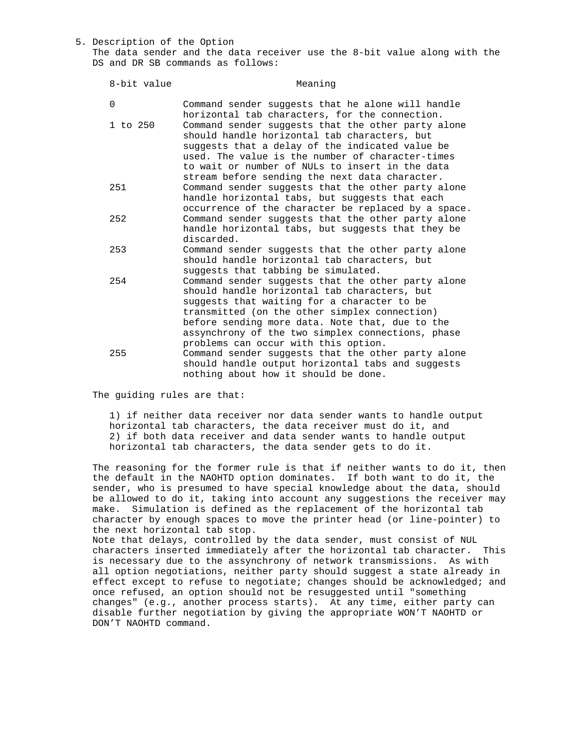## 5. Description of the Option

The data sender and the data receiver use the 8-bit value along with the DS and DR SB commands as follows:

| 8-bit value | Meaning |
|---|---|
| 0 | Command sender suggests that he alone will handle horizontal tab characters, for the connection. |
| 1 to 250 | Command sender suggests that the other party alone should handle horizontal tab characters, but suggests that a delay of the indicated value be used. The value is the number of character-times to wait or number of NULs to insert in the data stream before sending the next data character. |
| 251 | Command sender suggests that the other party alone handle horizontal tabs, but suggests that each occurrence of the character be replaced by a space. |
| 252 | Command sender suggests that the other party alone handle horizontal tabs, but suggests that they be discarded. |
| 253 | Command sender suggests that the other party alone should handle horizontal tab characters, but suggests that tabbing be simulated. |
| 254 | Command sender suggests that the other party alone should handle horizontal tab characters, but suggests that waiting for a character to be transmitted (on the other simplex connection) before sending more data. Note that, due to the assynchrony of the two simplex connections, phase problems can occur with this option. |
| 255 | Command sender suggests that the other party alone should handle output horizontal tabs and suggests nothing about how it should be done. |

The guiding rules are that:

1) if neither data receiver nor data sender wants to handle output horizontal tab characters, the data receiver must do it, and
2) if both data receiver and data sender wants to handle output horizontal tab characters, the data sender gets to do it.

The reasoning for the former rule is that if neither wants to do it, then the default in the NAOHTD option dominates. If both want to do it, the sender, who is presumed to have special knowledge about the data, should be allowed to do it, taking into account any suggestions the receiver may make. Simulation is defined as the replacement of the horizontal tab character by enough spaces to move the printer head (or line-pointer) to the next horizontal tab stop.

Note that delays, controlled by the data sender, must consist of NUL characters inserted immediately after the horizontal tab character. This is necessary due to the assynchrony of network transmissions. As with all option negotiations, neither party should suggest a state already in effect except to refuse to negotiate; changes should be acknowledged; and once refused, an option should not be resuggested until "something changes" (e.g., another process starts). At any time, either party can disable further negotiation by giving the appropriate WON'T NAOHTD or DON'T NAOHTD command.